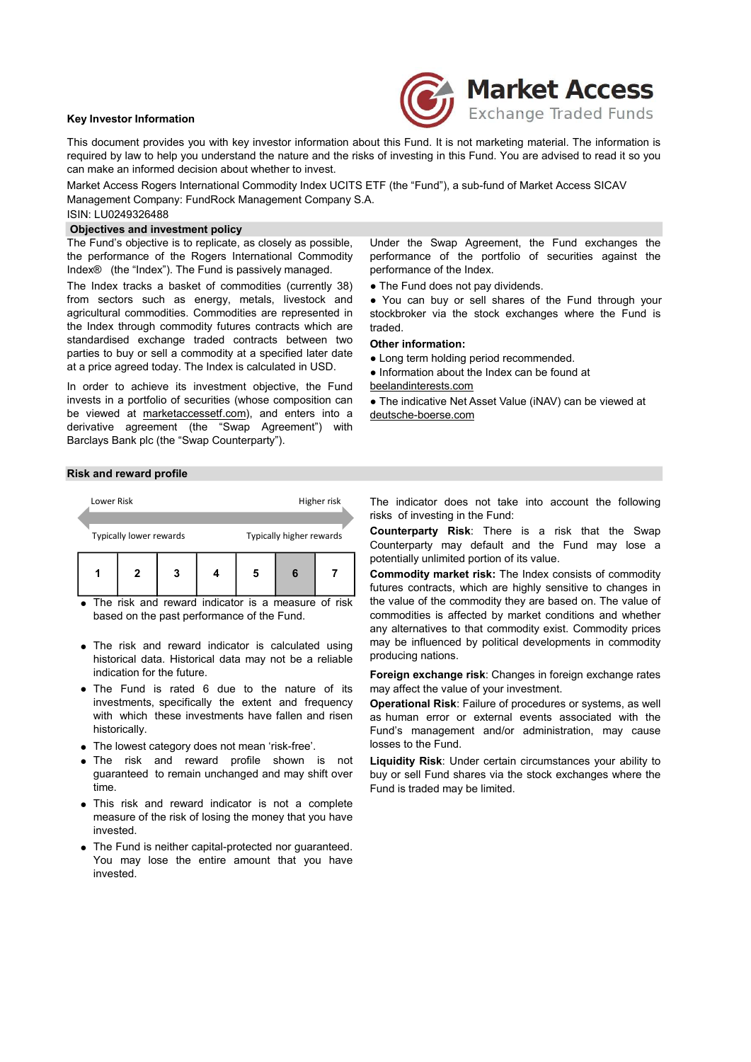Market Access
Exchange Traded Funds

**Key Investor Information**

This document provides you with key investor information about this Fund. It is not marketing material. The information is required by law to help you understand the nature and the risks of investing in this Fund. You are advised to read it so you can make an informed decision about whether to invest.

Market Access Rogers International Commodity Index UCITS ETF (the "Fund"), a sub-fund of Market Access SICAV
Management Company: FundRock Management Company S.A.
ISIN: LU0249326488

## Objectives and investment policy

The Fund's objective is to replicate, as closely as possible, the performance of the Rogers International Commodity Index® (the "Index"). The Fund is passively managed.

The Index tracks a basket of commodities (currently 38) from sectors such as energy, metals, livestock and agricultural commodities. Commodities are represented in the Index through commodity futures contracts which are standardised exchange traded contracts between two parties to buy or sell a commodity at a specified later date at a price agreed today. The Index is calculated in USD.

In order to achieve its investment objective, the Fund invests in a portfolio of securities (whose composition can be viewed at marketaccessetf.com), and enters into a derivative agreement (the "Swap Agreement") with Barclays Bank plc (the "Swap Counterparty").

Under the Swap Agreement, the Fund exchanges the performance of the portfolio of securities against the performance of the Index.

- The Fund does not pay dividends.
- You can buy or sell shares of the Fund through your stockbroker via the stock exchanges where the Fund is traded.

**Other information:**

- Long term holding period recommended.
- Information about the Index can be found at beelandinterests.com
- The indicative Net Asset Value (iNAV) can be viewed at deutsche-boerse.com

## Risk and reward profile

| Lower Risk | | | | | | Higher risk |
|---|---|---|---|---|---|---|
| Typically lower rewards | | | | | | Typically higher rewards |
| 1 | 2 | 3 | 4 | 5 | **6** | 7 |

- The risk and reward indicator is a measure of risk based on the past performance of the Fund.
- The risk and reward indicator is calculated using historical data. Historical data may not be a reliable indication for the future.
- The Fund is rated 6 due to the nature of its investments, specifically the extent and frequency with which these investments have fallen and risen historically.
- The lowest category does not mean 'risk-free'.
- The risk and reward profile shown is not guaranteed to remain unchanged and may shift over time.
- This risk and reward indicator is not a complete measure of the risk of losing the money that you have invested.
- The Fund is neither capital-protected nor guaranteed. You may lose the entire amount that you have invested.

The indicator does not take into account the following risks of investing in the Fund:

**Counterparty Risk**: There is a risk that the Swap Counterparty may default and the Fund may lose a potentially unlimited portion of its value.

**Commodity market risk:** The Index consists of commodity futures contracts, which are highly sensitive to changes in the value of the commodity they are based on. The value of commodities is affected by market conditions and whether any alternatives to that commodity exist. Commodity prices may be influenced by political developments in commodity producing nations.

**Foreign exchange risk**: Changes in foreign exchange rates may affect the value of your investment.

**Operational Risk**: Failure of procedures or systems, as well as human error or external events associated with the Fund's management and/or administration, may cause losses to the Fund.

**Liquidity Risk**: Under certain circumstances your ability to buy or sell Fund shares via the stock exchanges where the Fund is traded may be limited.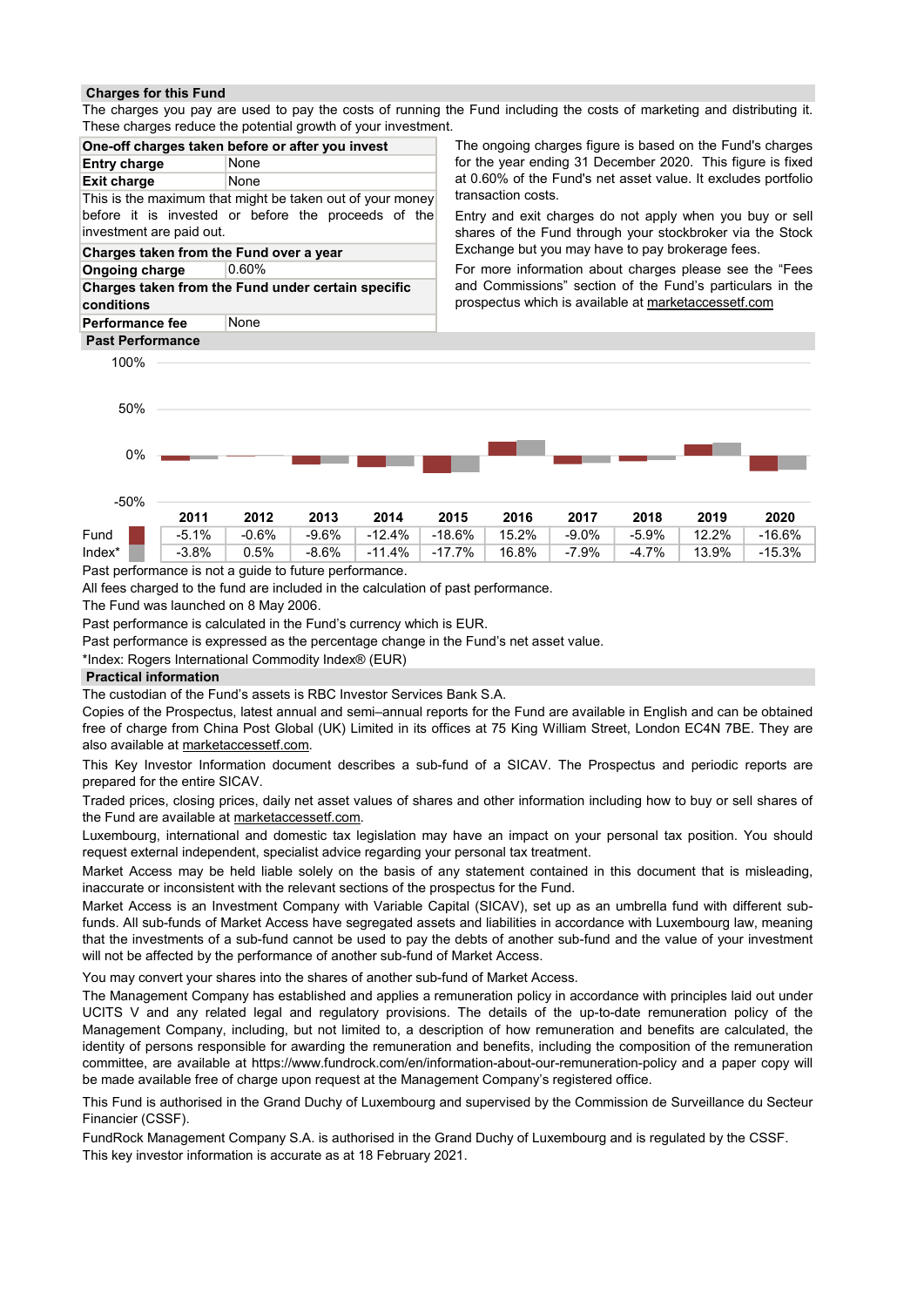## Charges for this Fund

The charges you pay are used to pay the costs of running the Fund including the costs of marketing and distributing it. These charges reduce the potential growth of your investment.

| One-off charges taken before or after you invest | |
|---|---|
| **Entry charge** | None |
| **Exit charge** | None |
| This is the maximum that might be taken out of your money before it is invested or before the proceeds of the investment are paid out. | |
| **Charges taken from the Fund over a year** | |
| **Ongoing charge** | 0.60% |
| **Charges taken from the Fund under certain specific conditions** | |
| **Performance fee** | None |

The ongoing charges figure is based on the Fund's charges for the year ending 31 December 2020. This figure is fixed at 0.60% of the Fund's net asset value. It excludes portfolio transaction costs.

Entry and exit charges do not apply when you buy or sell shares of the Fund through your stockbroker via the Stock Exchange but you may have to pay brokerage fees.

For more information about charges please see the "Fees and Commissions" section of the Fund's particulars in the prospectus which is available at marketaccessetf.com

## Past Performance

100%
50%
0%
-50%

| | 2011 | 2012 | 2013 | 2014 | 2015 | 2016 | 2017 | 2018 | 2019 | 2020 |
|---|---|---|---|---|---|---|---|---|---|---|
| Fund | -5.1% | -0.6% | -9.6% | -12.4% | -18.6% | 15.2% | -9.0% | -5.9% | 12.2% | -16.6% |
| Index* | -3.8% | 0.5% | -8.6% | -11.4% | -17.7% | 16.8% | -7.9% | -4.7% | 13.9% | -15.3% |

Past performance is not a guide to future performance.

All fees charged to the fund are included in the calculation of past performance.

The Fund was launched on 8 May 2006.

Past performance is calculated in the Fund's currency which is EUR.

Past performance is expressed as the percentage change in the Fund's net asset value.

*Index: Rogers International Commodity Index® (EUR)

## Practical information

The custodian of the Fund's assets is RBC Investor Services Bank S.A.

Copies of the Prospectus, latest annual and semi–annual reports for the Fund are available in English and can be obtained free of charge from China Post Global (UK) Limited in its offices at 75 King William Street, London EC4N 7BE. They are also available at marketaccessetf.com.

This Key Investor Information document describes a sub-fund of a SICAV. The Prospectus and periodic reports are prepared for the entire SICAV.

Traded prices, closing prices, daily net asset values of shares and other information including how to buy or sell shares of the Fund are available at marketaccessetf.com.

Luxembourg, international and domestic tax legislation may have an impact on your personal tax position. You should request external independent, specialist advice regarding your personal tax treatment.

Market Access may be held liable solely on the basis of any statement contained in this document that is misleading, inaccurate or inconsistent with the relevant sections of the prospectus for the Fund.

Market Access is an Investment Company with Variable Capital (SICAV), set up as an umbrella fund with different sub-funds. All sub-funds of Market Access have segregated assets and liabilities in accordance with Luxembourg law, meaning that the investments of a sub-fund cannot be used to pay the debts of another sub-fund and the value of your investment will not be affected by the performance of another sub-fund of Market Access.

You may convert your shares into the shares of another sub-fund of Market Access.

The Management Company has established and applies a remuneration policy in accordance with principles laid out under UCITS V and any related legal and regulatory provisions. The details of the up-to-date remuneration policy of the Management Company, including, but not limited to, a description of how remuneration and benefits are calculated, the identity of persons responsible for awarding the remuneration and benefits, including the composition of the remuneration committee, are available at https://www.fundrock.com/en/information-about-our-remuneration-policy and a paper copy will be made available free of charge upon request at the Management Company's registered office.

This Fund is authorised in the Grand Duchy of Luxembourg and supervised by the Commission de Surveillance du Secteur Financier (CSSF).

FundRock Management Company S.A. is authorised in the Grand Duchy of Luxembourg and is regulated by the CSSF.

This key investor information is accurate as at 18 February 2021.